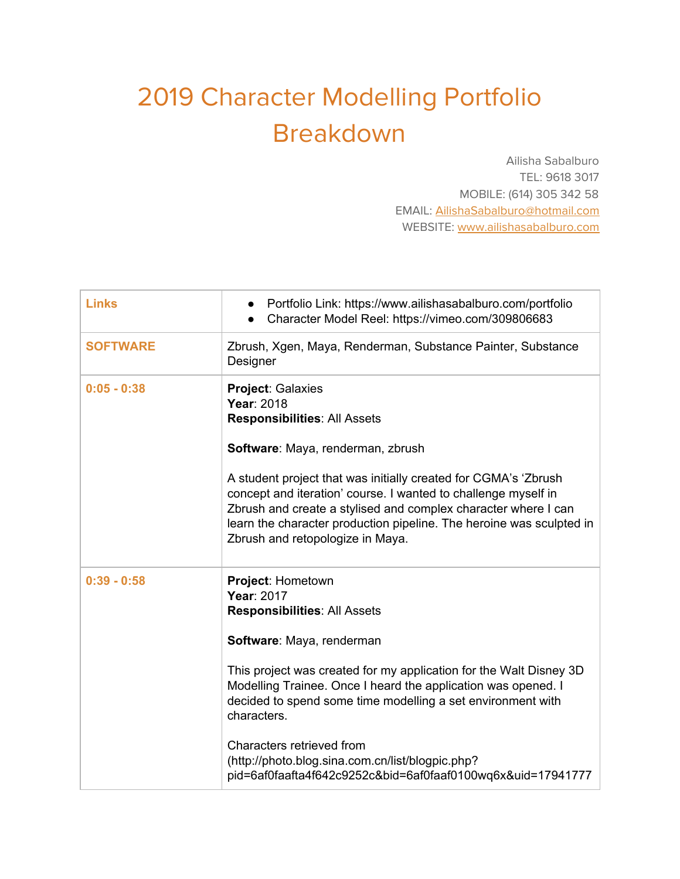# 2019 Character Modelling Portfolio Breakdown

Ailisha Sabalburo
TEL: 9618 3017
MOBILE: (614) 305 342 58
EMAIL: AilishaSabalburo@hotmail.com
WEBSITE: www.ailishasabalburo.com

| | |
|---|---|
| **Links** | • Portfolio Link: https://www.ailishasabalburo.com/portfolio<br>• Character Model Reel: https://vimeo.com/309806683 |
| **SOFTWARE** | Zbrush, Xgen, Maya, Renderman, Substance Painter, Substance Designer |
| **0:05 - 0:38** | **Project**: Galaxies<br>**Year**: 2018<br>**Responsibilities**: All Assets<br><br>**Software**: Maya, renderman, zbrush<br><br>A student project that was initially created for CGMA's 'Zbrush concept and iteration' course. I wanted to challenge myself in Zbrush and create a stylised and complex character where I can learn the character production pipeline. The heroine was sculpted in Zbrush and retopologize in Maya. |
| **0:39 - 0:58** | **Project**: Hometown<br>**Year**: 2017<br>**Responsibilities**: All Assets<br><br>**Software**: Maya, renderman<br><br>This project was created for my application for the Walt Disney 3D Modelling Trainee. Once I heard the application was opened. I decided to spend some time modelling a set environment with characters.<br><br>Characters retrieved from (http://photo.blog.sina.com.cn/list/blogpic.php?pid=6af0faafta4f642c9252c&bid=6af0faaf0100wq6x&uid=17941777 |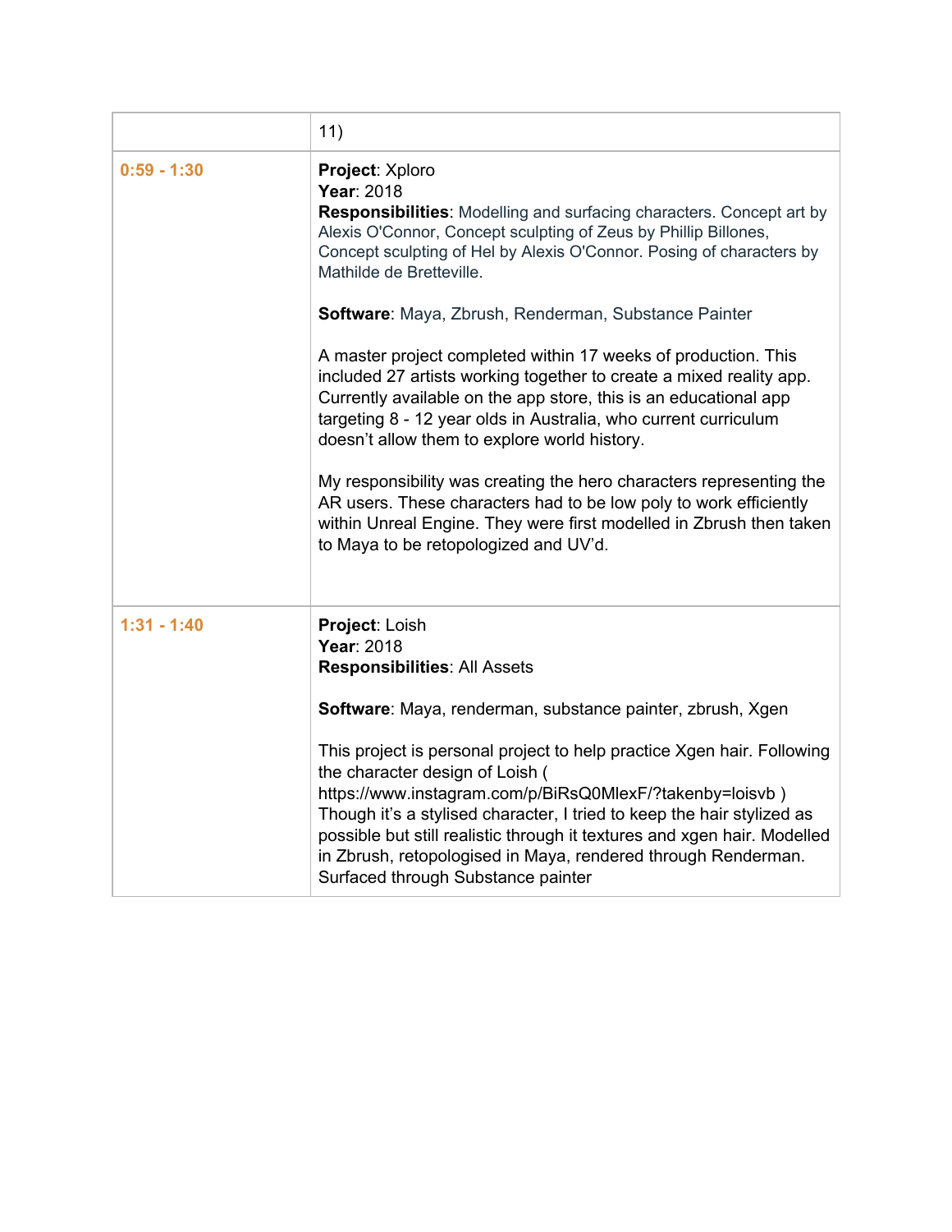| | |
|---|---|
| | 11) |
| **0:59 - 1:30** | **Project**: Xploro<br>**Year**: 2018<br>**Responsibilities**: Modelling and surfacing characters. Concept art by Alexis O'Connor, Concept sculpting of Zeus by Phillip Billones, Concept sculpting of Hel by Alexis O'Connor. Posing of characters by Mathilde de Bretteville.<br><br>**Software**: Maya, Zbrush, Renderman, Substance Painter<br><br>A master project completed within 17 weeks of production. This included 27 artists working together to create a mixed reality app. Currently available on the app store, this is an educational app targeting 8 - 12 year olds in Australia, who current curriculum doesn't allow them to explore world history.<br><br>My responsibility was creating the hero characters representing the AR users. These characters had to be low poly to work efficiently within Unreal Engine. They were first modelled in Zbrush then taken to Maya to be retopologized and UV'd. |
| **1:31 - 1:40** | **Project**: Loish<br>**Year**: 2018<br>**Responsibilities**: All Assets<br><br>**Software**: Maya, renderman, substance painter, zbrush, Xgen<br><br>This project is personal project to help practice Xgen hair. Following the character design of Loish ( https://www.instagram.com/p/BiRsQ0MlexF/?takenby=loisvb ) Though it's a stylised character, I tried to keep the hair stylized as possible but still realistic through it textures and xgen hair. Modelled in Zbrush, retopologised in Maya, rendered through Renderman. Surfaced through Substance painter |